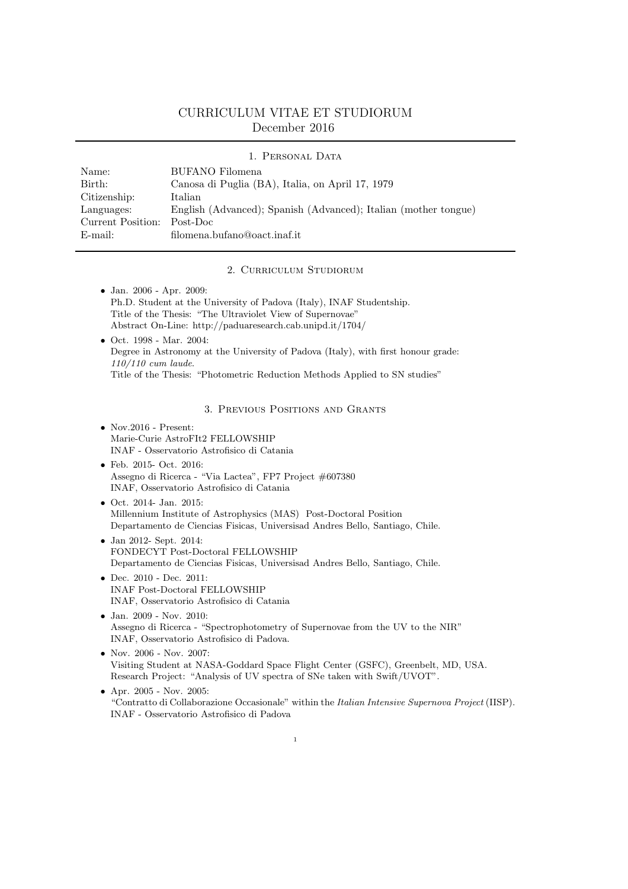# CURRICULUM VITAE ET STUDIORUM
December 2016

## 1. Personal Data

| | |
|---|---|
| Name: | BUFANO Filomena |
| Birth: | Canosa di Puglia (BA), Italia, on April 17, 1979 |
| Citizenship: | Italian |
| Languages: | English (Advanced); Spanish (Advanced); Italian (mother tongue) |
| Current Position: | Post-Doc |
| E-mail: | filomena.bufano@oact.inaf.it |

## 2. Curriculum Studiorum

- Jan. 2006 - Apr. 2009:
  Ph.D. Student at the University of Padova (Italy), INAF Studentship.
  Title of the Thesis: "The Ultraviolet View of Supernovae"
  Abstract On-Line: http://paduaresearch.cab.unipd.it/1704/
- Oct. 1998 - Mar. 2004:
  Degree in Astronomy at the University of Padova (Italy), with first honour grade:
  *110/110 cum laude*.
  Title of the Thesis: "Photometric Reduction Methods Applied to SN studies"

## 3. Previous Positions and Grants

- Nov.2016 - Present:
  Marie-Curie AstroFIt2 FELLOWSHIP
  INAF - Osservatorio Astrofisico di Catania
- Feb. 2015- Oct. 2016:
  Assegno di Ricerca - "Via Lactea", FP7 Project #607380
  INAF, Osservatorio Astrofisico di Catania
- Oct. 2014- Jan. 2015:
  Millennium Institute of Astrophysics (MAS) Post-Doctoral Position
  Departamento de Ciencias Fisicas, Universisad Andres Bello, Santiago, Chile.
- Jan 2012- Sept. 2014:
  FONDECYT Post-Doctoral FELLOWSHIP
  Departamento de Ciencias Fisicas, Universisad Andres Bello, Santiago, Chile.
- Dec. 2010 - Dec. 2011:
  INAF Post-Doctoral FELLOWSHIP
  INAF, Osservatorio Astrofisico di Catania
- Jan. 2009 - Nov. 2010:
  Assegno di Ricerca - "Spectrophotometry of Supernovae from the UV to the NIR"
  INAF, Osservatorio Astrofisico di Padova.
- Nov. 2006 - Nov. 2007:
  Visiting Student at NASA-Goddard Space Flight Center (GSFC), Greenbelt, MD, USA.
  Research Project: "Analysis of UV spectra of SNe taken with Swift/UVOT".
- Apr. 2005 - Nov. 2005:
  "Contratto di Collaborazione Occasionale" within the *Italian Intensive Supernova Project* (IISP).
  INAF - Osservatorio Astrofisico di Padova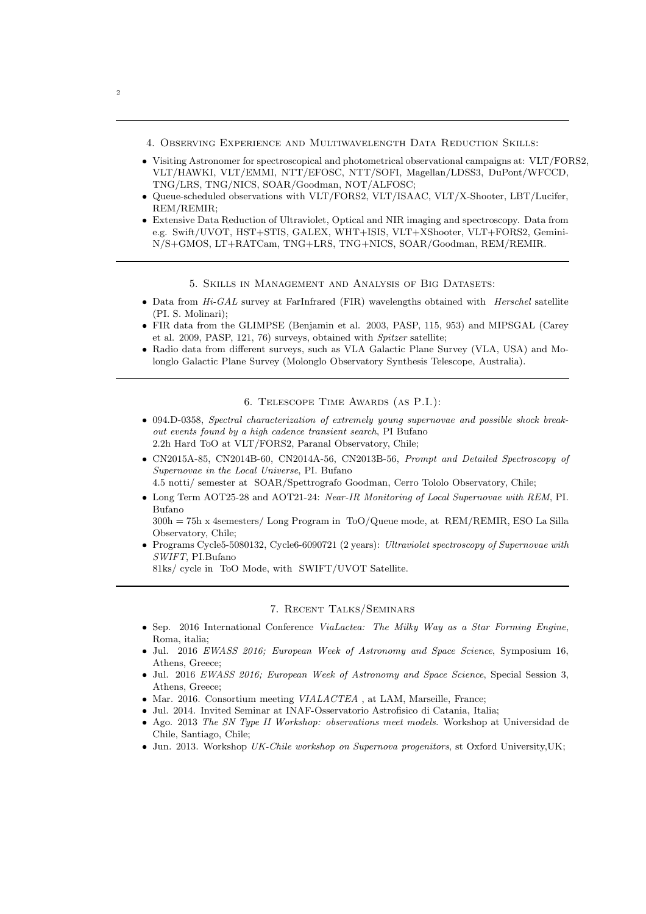## 4. Observing Experience and Multiwavelength Data Reduction Skills:

- Visiting Astronomer for spectroscopical and photometrical observational campaigns at: VLT/FORS2, VLT/HAWKI, VLT/EMMI, NTT/EFOSC, NTT/SOFI, Magellan/LDSS3, DuPont/WFCCD, TNG/LRS, TNG/NICS, SOAR/Goodman, NOT/ALFOSC;
- Queue-scheduled observations with VLT/FORS2, VLT/ISAAC, VLT/X-Shooter, LBT/Lucifer, REM/REMIR;
- Extensive Data Reduction of Ultraviolet, Optical and NIR imaging and spectroscopy. Data from e.g. Swift/UVOT, HST+STIS, GALEX, WHT+ISIS, VLT+XShooter, VLT+FORS2, Gemini-N/S+GMOS, LT+RATCam, TNG+LRS, TNG+NICS, SOAR/Goodman, REM/REMIR.

## 5. Skills in Management and Analysis of Big Datasets:

- Data from *Hi-GAL* survey at FarInfrared (FIR) wavelengths obtained with *Herschel* satellite (PI. S. Molinari);
- FIR data from the GLIMPSE (Benjamin et al. 2003, PASP, 115, 953) and MIPSGAL (Carey et al. 2009, PASP, 121, 76) surveys, obtained with *Spitzer* satellite;
- Radio data from different surveys, such as VLA Galactic Plane Survey (VLA, USA) and Molonglo Galactic Plane Survey (Molonglo Observatory Synthesis Telescope, Australia).

## 6. Telescope Time Awards (as P.I.):

- 094.D-0358, *Spectral characterization of extremely young supernovae and possible shock break-out events found by a high cadence transient search*, PI Bufano
  2.2h Hard ToO at VLT/FORS2, Paranal Observatory, Chile;
- CN2015A-85, CN2014B-60, CN2014A-56, CN2013B-56, *Prompt and Detailed Spectroscopy of Supernovae in the Local Universe*, PI. Bufano
  4.5 notti/ semester at SOAR/Spettrografo Goodman, Cerro Tololo Observatory, Chile;
- Long Term AOT25-28 and AOT21-24: *Near-IR Monitoring of Local Supernovae with REM*, PI. Bufano
  300h = 75h x 4semesters/ Long Program in ToO/Queue mode, at REM/REMIR, ESO La Silla Observatory, Chile;
- Programs Cycle5-5080132, Cycle6-6090721 (2 years): *Ultraviolet spectroscopy of Supernovae with SWIFT*, PI.Bufano
  81ks/ cycle in ToO Mode, with SWIFT/UVOT Satellite.

## 7. Recent Talks/Seminars

- Sep. 2016 International Conference *ViaLactea: The Milky Way as a Star Forming Engine*, Roma, italia;
- Jul. 2016 *EWASS 2016; European Week of Astronomy and Space Science*, Symposium 16, Athens, Greece;
- Jul. 2016 *EWASS 2016; European Week of Astronomy and Space Science*, Special Session 3, Athens, Greece;
- Mar. 2016. Consortium meeting *VIALACTEA* , at LAM, Marseille, France;
- Jul. 2014. Invited Seminar at INAF-Osservatorio Astrofisico di Catania, Italia;
- Ago. 2013 *The SN Type II Workshop: observations meet models*. Workshop at Universidad de Chile, Santiago, Chile;
- Jun. 2013. Workshop *UK-Chile workshop on Supernova progenitors*, st Oxford University,UK;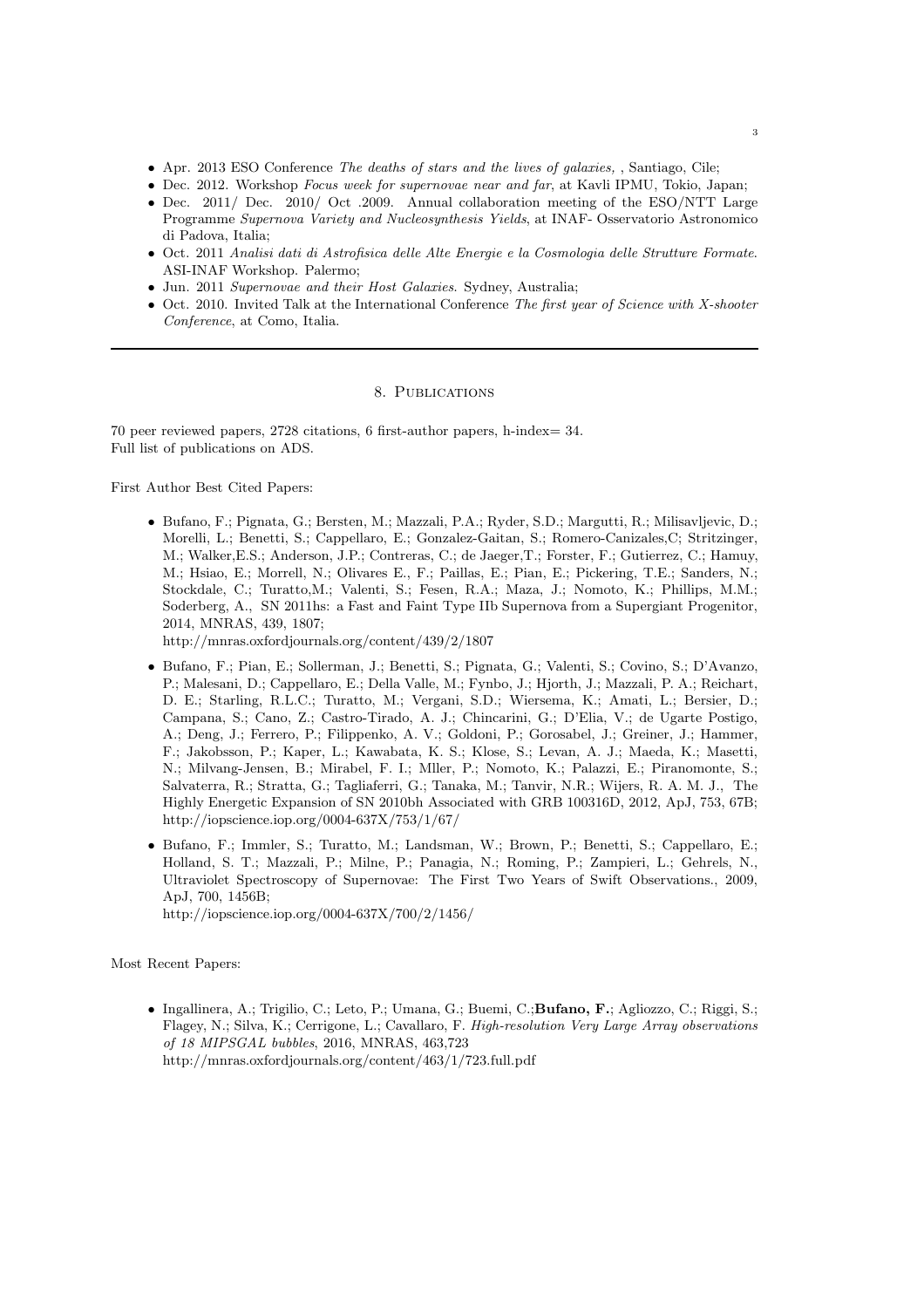- Apr. 2013 ESO Conference *The deaths of stars and the lives of galaxies,* , Santiago, Cile;
- Dec. 2012. Workshop *Focus week for supernovae near and far*, at Kavli IPMU, Tokio, Japan;
- Dec. 2011/ Dec. 2010/ Oct .2009. Annual collaboration meeting of the ESO/NTT Large Programme *Supernova Variety and Nucleosynthesis Yields*, at INAF- Osservatorio Astronomico di Padova, Italia;
- Oct. 2011 *Analisi dati di Astrofisica delle Alte Energie e la Cosmologia delle Strutture Formate*. ASI-INAF Workshop. Palermo;
- Jun. 2011 *Supernovae and their Host Galaxies*. Sydney, Australia;
- Oct. 2010. Invited Talk at the International Conference *The first year of Science with X-shooter Conference*, at Como, Italia.

---

## 8. Publications

70 peer reviewed papers, 2728 citations, 6 first-author papers, h-index= 34.
Full list of publications on ADS.

First Author Best Cited Papers:

- Bufano, F.; Pignata, G.; Bersten, M.; Mazzali, P.A.; Ryder, S.D.; Margutti, R.; Milisavljevic, D.; Morelli, L.; Benetti, S.; Cappellaro, E.; Gonzalez-Gaitan, S.; Romero-Canizales,C; Stritzinger, M.; Walker,E.S.; Anderson, J.P.; Contreras, C.; de Jaeger,T.; Forster, F.; Gutierrez, C.; Hamuy, M.; Hsiao, E.; Morrell, N.; Olivares E., F.; Paillas, E.; Pian, E.; Pickering, T.E.; Sanders, N.; Stockdale, C.; Turatto,M.; Valenti, S.; Fesen, R.A.; Maza, J.; Nomoto, K.; Phillips, M.M.; Soderberg, A., SN 2011hs: a Fast and Faint Type IIb Supernova from a Supergiant Progenitor, 2014, MNRAS, 439, 1807;
  http://mnras.oxfordjournals.org/content/439/2/1807
- Bufano, F.; Pian, E.; Sollerman, J.; Benetti, S.; Pignata, G.; Valenti, S.; Covino, S.; D'Avanzo, P.; Malesani, D.; Cappellaro, E.; Della Valle, M.; Fynbo, J.; Hjorth, J.; Mazzali, P. A.; Reichart, D. E.; Starling, R.L.C.; Turatto, M.; Vergani, S.D.; Wiersema, K.; Amati, L.; Bersier, D.; Campana, S.; Cano, Z.; Castro-Tirado, A. J.; Chincarini, G.; D'Elia, V.; de Ugarte Postigo, A.; Deng, J.; Ferrero, P.; Filippenko, A. V.; Goldoni, P.; Gorosabel, J.; Greiner, J.; Hammer, F.; Jakobsson, P.; Kaper, L.; Kawabata, K. S.; Klose, S.; Levan, A. J.; Maeda, K.; Masetti, N.; Milvang-Jensen, B.; Mirabel, F. I.; Mller, P.; Nomoto, K.; Palazzi, E.; Piranomonte, S.; Salvaterra, R.; Stratta, G.; Tagliaferri, G.; Tanaka, M.; Tanvir, N.R.; Wijers, R. A. M. J., The Highly Energetic Expansion of SN 2010bh Associated with GRB 100316D, 2012, ApJ, 753, 67B;
  http://iopscience.iop.org/0004-637X/753/1/67/
- Bufano, F.; Immler, S.; Turatto, M.; Landsman, W.; Brown, P.; Benetti, S.; Cappellaro, E.; Holland, S. T.; Mazzali, P.; Milne, P.; Panagia, N.; Roming, P.; Zampieri, L.; Gehrels, N., Ultraviolet Spectroscopy of Supernovae: The First Two Years of Swift Observations., 2009, ApJ, 700, 1456B;
  http://iopscience.iop.org/0004-637X/700/2/1456/

Most Recent Papers:

- Ingallinera, A.; Trigilio, C.; Leto, P.; Umana, G.; Buemi, C.;**Bufano, F.**; Agliozzo, C.; Riggi, S.; Flagey, N.; Silva, K.; Cerrigone, L.; Cavallaro, F. *High-resolution Very Large Array observations of 18 MIPSGAL bubbles*, 2016, MNRAS, 463,723
  http://mnras.oxfordjournals.org/content/463/1/723.full.pdf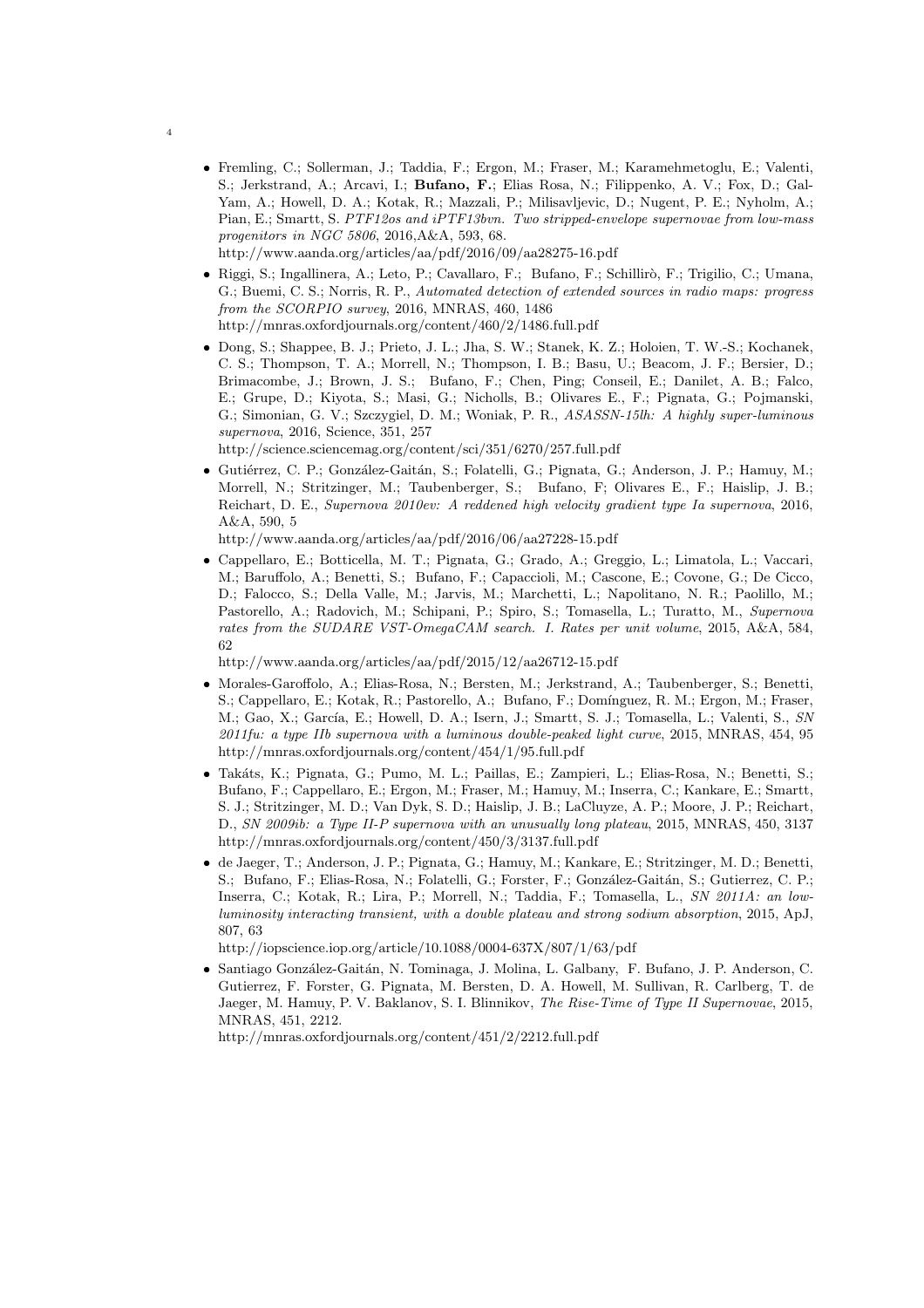- Fremling, C.; Sollerman, J.; Taddia, F.; Ergon, M.; Fraser, M.; Karamehmetoglu, E.; Valenti, S.; Jerkstrand, A.; Arcavi, I.; **Bufano, F.**; Elias Rosa, N.; Filippenko, A. V.; Fox, D.; Gal-Yam, A.; Howell, D. A.; Kotak, R.; Mazzali, P.; Milisavljevic, D.; Nugent, P. E.; Nyholm, A.; Pian, E.; Smartt, S. *PTF12os and iPTF13bvn. Two stripped-envelope supernovae from low-mass progenitors in NGC 5806*, 2016,A&A, 593, 68.
http://www.aanda.org/articles/aa/pdf/2016/09/aa28275-16.pdf

- Riggi, S.; Ingallinera, A.; Leto, P.; Cavallaro, F.; Bufano, F.; Schillirò, F.; Trigilio, C.; Umana, G.; Buemi, C. S.; Norris, R. P., *Automated detection of extended sources in radio maps: progress from the SCORPIO survey*, 2016, MNRAS, 460, 1486
http://mnras.oxfordjournals.org/content/460/2/1486.full.pdf

- Dong, S.; Shappee, B. J.; Prieto, J. L.; Jha, S. W.; Stanek, K. Z.; Holoien, T. W.-S.; Kochanek, C. S.; Thompson, T. A.; Morrell, N.; Thompson, I. B.; Basu, U.; Beacom, J. F.; Bersier, D.; Brimacombe, J.; Brown, J. S.; Bufano, F.; Chen, Ping; Conseil, E.; Danilet, A. B.; Falco, E.; Grupe, D.; Kiyota, S.; Masi, G.; Nicholls, B.; Olivares E., F.; Pignata, G.; Pojmanski, G.; Simonian, G. V.; Szczygiel, D. M.; Woniak, P. R., *ASASSN-15lh: A highly super-luminous supernova*, 2016, Science, 351, 257
http://science.sciencemag.org/content/sci/351/6270/257.full.pdf

- Gutiérrez, C. P.; González-Gaitán, S.; Folatelli, G.; Pignata, G.; Anderson, J. P.; Hamuy, M.; Morrell, N.; Stritzinger, M.; Taubenberger, S.; Bufano, F; Olivares E., F.; Haislip, J. B.; Reichart, D. E., *Supernova 2010ev: A reddened high velocity gradient type Ia supernova*, 2016, A&A, 590, 5
http://www.aanda.org/articles/aa/pdf/2016/06/aa27228-15.pdf

- Cappellaro, E.; Botticella, M. T.; Pignata, G.; Grado, A.; Greggio, L.; Limatola, L.; Vaccari, M.; Baruffolo, A.; Benetti, S.; Bufano, F.; Capaccioli, M.; Cascone, E.; Covone, G.; De Cicco, D.; Falocco, S.; Della Valle, M.; Jarvis, M.; Marchetti, L.; Napolitano, N. R.; Paolillo, M.; Pastorello, A.; Radovich, M.; Schipani, P.; Spiro, S.; Tomasella, L.; Turatto, M., *Supernova rates from the SUDARE VST-OmegaCAM search. I. Rates per unit volume*, 2015, A&A, 584, 62
http://www.aanda.org/articles/aa/pdf/2015/12/aa26712-15.pdf

- Morales-Garoffolo, A.; Elias-Rosa, N.; Bersten, M.; Jerkstrand, A.; Taubenberger, S.; Benetti, S.; Cappellaro, E.; Kotak, R.; Pastorello, A.; Bufano, F.; Domínguez, R. M.; Ergon, M.; Fraser, M.; Gao, X.; García, E.; Howell, D. A.; Isern, J.; Smartt, S. J.; Tomasella, L.; Valenti, S., *SN 2011fu: a type IIb supernova with a luminous double-peaked light curve*, 2015, MNRAS, 454, 95
http://mnras.oxfordjournals.org/content/454/1/95.full.pdf

- Takáts, K.; Pignata, G.; Pumo, M. L.; Paillas, E.; Zampieri, L.; Elias-Rosa, N.; Benetti, S.; Bufano, F.; Cappellaro, E.; Ergon, M.; Fraser, M.; Hamuy, M.; Inserra, C.; Kankare, E.; Smartt, S. J.; Stritzinger, M. D.; Van Dyk, S. D.; Haislip, J. B.; LaCluyze, A. P.; Moore, J. P.; Reichart, D., *SN 2009ib: a Type II-P supernova with an unusually long plateau*, 2015, MNRAS, 450, 3137
http://mnras.oxfordjournals.org/content/450/3/3137.full.pdf

- de Jaeger, T.; Anderson, J. P.; Pignata, G.; Hamuy, M.; Kankare, E.; Stritzinger, M. D.; Benetti, S.; Bufano, F.; Elias-Rosa, N.; Folatelli, G.; Forster, F.; González-Gaitán, S.; Gutierrez, C. P.; Inserra, C.; Kotak, R.; Lira, P.; Morrell, N.; Taddia, F.; Tomasella, L., *SN 2011A: an low-luminosity interacting transient, with a double plateau and strong sodium absorption*, 2015, ApJ, 807, 63
http://iopscience.iop.org/article/10.1088/0004-637X/807/1/63/pdf

- Santiago González-Gaitán, N. Tominaga, J. Molina, L. Galbany, F. Bufano, J. P. Anderson, C. Gutierrez, F. Forster, G. Pignata, M. Bersten, D. A. Howell, M. Sullivan, R. Carlberg, T. de Jaeger, M. Hamuy, P. V. Baklanov, S. I. Blinnikov, *The Rise-Time of Type II Supernovae*, 2015, MNRAS, 451, 2212.
http://mnras.oxfordjournals.org/content/451/2/2212.full.pdf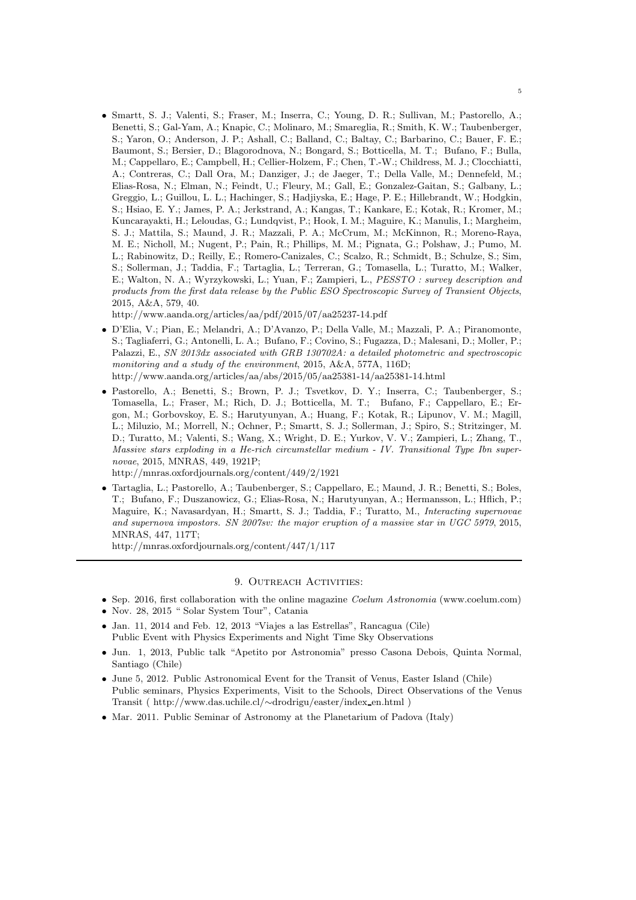- Smartt, S. J.; Valenti, S.; Fraser, M.; Inserra, C.; Young, D. R.; Sullivan, M.; Pastorello, A.; Benetti, S.; Gal-Yam, A.; Knapic, C.; Molinaro, M.; Smareglia, R.; Smith, K. W.; Taubenberger, S.; Yaron, O.; Anderson, J. P.; Ashall, C.; Balland, C.; Baltay, C.; Barbarino, C.; Bauer, F. E.; Baumont, S.; Bersier, D.; Blagorodnova, N.; Bongard, S.; Botticella, M. T.; Bufano, F.; Bulla, M.; Cappellaro, E.; Campbell, H.; Cellier-Holzem, F.; Chen, T.-W.; Childress, M. J.; Clocchiatti, A.; Contreras, C.; Dall Ora, M.; Danziger, J.; de Jaeger, T.; Della Valle, M.; Dennefeld, M.; Elias-Rosa, N.; Elman, N.; Feindt, U.; Fleury, M.; Gall, E.; Gonzalez-Gaitan, S.; Galbany, L.; Greggio, L.; Guillou, L. L.; Hachinger, S.; Hadjiyska, E.; Hage, P. E.; Hillebrandt, W.; Hodgkin, S.; Hsiao, E. Y.; James, P. A.; Jerkstrand, A.; Kangas, T.; Kankare, E.; Kotak, R.; Kromer, M.; Kuncarayakti, H.; Leloudas, G.; Lundqvist, P.; Hook, I. M.; Maguire, K.; Manulis, I.; Margheim, S. J.; Mattila, S.; Maund, J. R.; Mazzali, P. A.; McCrum, M.; McKinnon, R.; Moreno-Raya, M. E.; Nicholl, M.; Nugent, P.; Pain, R.; Phillips, M. M.; Pignata, G.; Polshaw, J.; Pumo, M. L.; Rabinowitz, D.; Reilly, E.; Romero-Canizales, C.; Scalzo, R.; Schmidt, B.; Schulze, S.; Sim, S.; Sollerman, J.; Taddia, F.; Tartaglia, L.; Terreran, G.; Tomasella, L.; Turatto, M.; Walker, E.; Walton, N. A.; Wyrzykowski, L.; Yuan, F.; Zampieri, L., *PESSTO : survey description and products from the first data release by the Public ESO Spectroscopic Survey of Transient Objects*, 2015, A&A, 579, 40.
  http://www.aanda.org/articles/aa/pdf/2015/07/aa25237-14.pdf
- D'Elia, V.; Pian, E.; Melandri, A.; D'Avanzo, P.; Della Valle, M.; Mazzali, P. A.; Piranomonte, S.; Tagliaferri, G.; Antonelli, L. A.; Bufano, F.; Covino, S.; Fugazza, D.; Malesani, D.; Moller, P.; Palazzi, E., *SN 2013dx associated with GRB 130702A: a detailed photometric and spectroscopic monitoring and a study of the environment*, 2015, A&A, 577A, 116D;
  http://www.aanda.org/articles/aa/abs/2015/05/aa25381-14/aa25381-14.html
- Pastorello, A.; Benetti, S.; Brown, P. J.; Tsvetkov, D. Y.; Inserra, C.; Taubenberger, S.; Tomasella, L.; Fraser, M.; Rich, D. J.; Botticella, M. T.; Bufano, F.; Cappellaro, E.; Ergon, M.; Gorbovskoy, E. S.; Harutyunyan, A.; Huang, F.; Kotak, R.; Lipunov, V. M.; Magill, L.; Miluzio, M.; Morrell, N.; Ochner, P.; Smartt, S. J.; Sollerman, J.; Spiro, S.; Stritzinger, M. D.; Turatto, M.; Valenti, S.; Wang, X.; Wright, D. E.; Yurkov, V. V.; Zampieri, L.; Zhang, T., *Massive stars exploding in a He-rich circumstellar medium - IV. Transitional Type Ibn supernovae*, 2015, MNRAS, 449, 1921P;
  http://mnras.oxfordjournals.org/content/449/2/1921
- Tartaglia, L.; Pastorello, A.; Taubenberger, S.; Cappellaro, E.; Maund, J. R.; Benetti, S.; Boles, T.; Bufano, F.; Duszanowicz, G.; Elias-Rosa, N.; Harutyunyan, A.; Hermansson, L.; Hflich, P.; Maguire, K.; Navasardyan, H.; Smartt, S. J.; Taddia, F.; Turatto, M., *Interacting supernovae and supernova impostors. SN 2007sv: the major eruption of a massive star in UGC 5979*, 2015, MNRAS, 447, 117T;
  http://mnras.oxfordjournals.org/content/447/1/117

---

## 9. Outreach Activities:

- Sep. 2016, first collaboration with the online magazine *Coelum Astronomia* (www.coelum.com)
- Nov. 28, 2015 " Solar System Tour", Catania
- Jan. 11, 2014 and Feb. 12, 2013 "Viajes a las Estrellas", Rancagua (Cile)
  Public Event with Physics Experiments and Night Time Sky Observations
- Jun. 1, 2013, Public talk "Apetito por Astronomia" presso Casona Debois, Quinta Normal, Santiago (Chile)
- June 5, 2012. Public Astronomical Event for the Transit of Venus, Easter Island (Chile)
  Public seminars, Physics Experiments, Visit to the Schools, Direct Observations of the Venus Transit ( http://www.das.uchile.cl/∼drodrigu/easter/index_en.html )
- Mar. 2011. Public Seminar of Astronomy at the Planetarium of Padova (Italy)